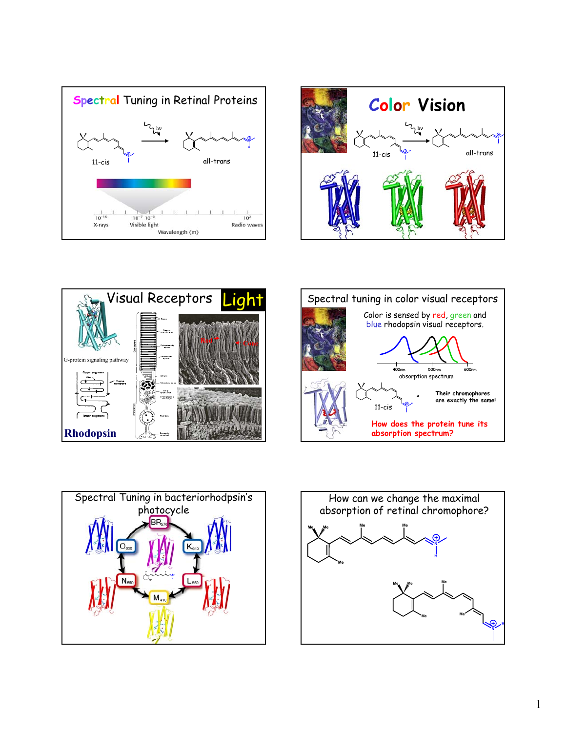## Spectral Tuning in Retinal Proteins

11-cis → all-trans (hν)

$10^{-10}$ X-rays | $10^{-7}$ $10^{-6}$ Visible light | $10^{2}$ Radio waves

Wavelength (m)

## Color Vision

11-cis → all-trans (hν)

## Visual Receptors — Light

G-protein signaling pathway

Rod — Cone

Outer segment, Disc, Plasma membrane, Inner segment

**Rhodopsin**

## Spectral tuning in color visual receptors

Color is sensed by red, green and blue rhodopsin visual receptors.

400nm 500nm 600nm

absorption spectrum

11-cis — Their chromophores are exactly the same!

**How does the protein tune its absorption spectrum?**

## Spectral Tuning in bacteriorhodpsin's photocycle

$BR_{570}$ → $K_{610}$ → $L_{550}$ → $M_{410}$ → $N_{560}$ → $O_{630}$ → $BR_{570}$

## How can we change the maximal absorption of retinal chromophore?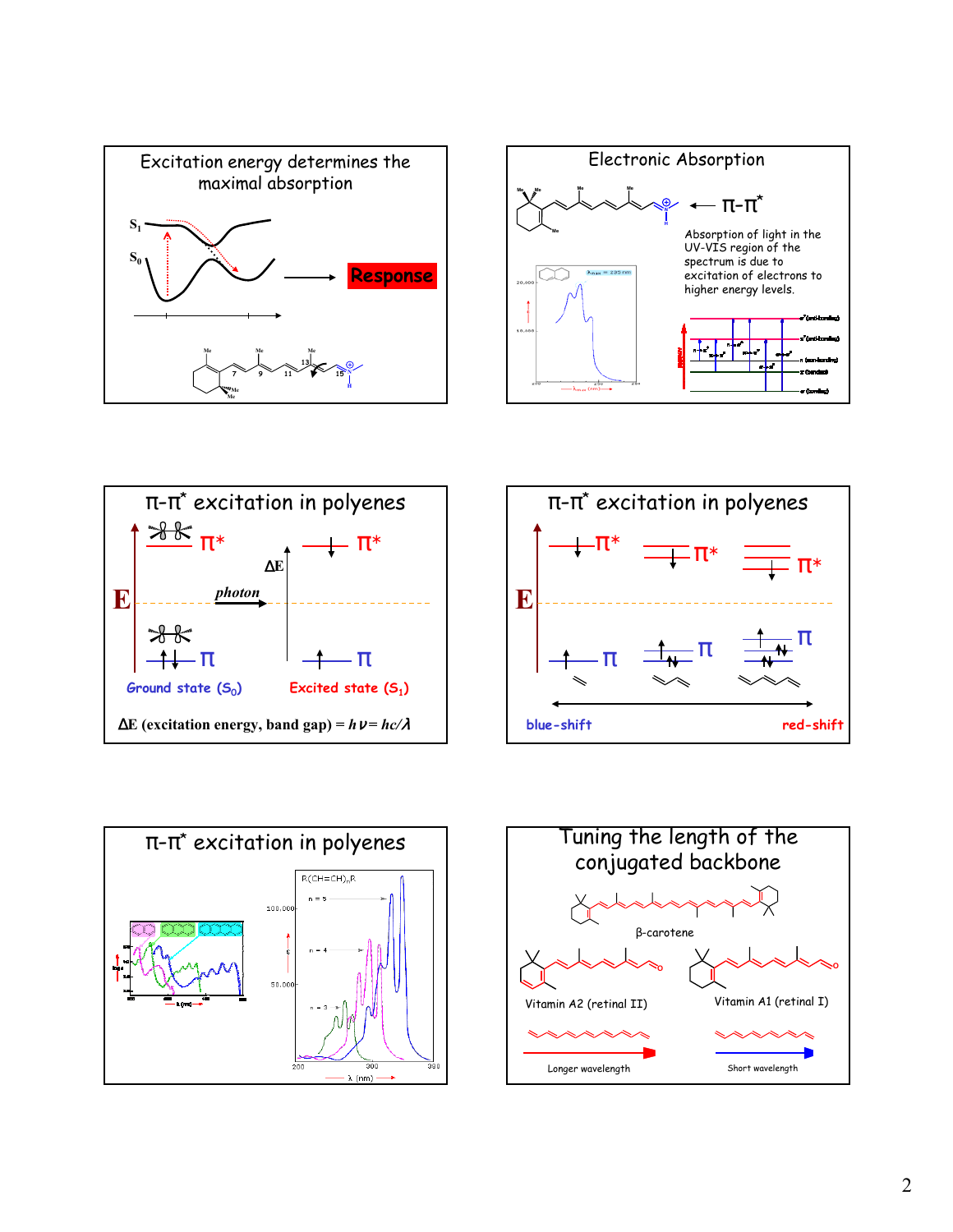## Excitation energy determines the maximal absorption

$S_1$

$S_0$

Response

## Electronic Absorption

← π-π*

Absorption of light in the UV-VIS region of the spectrum is due to excitation of electrons to higher energy levels.

## π-π* excitation in polyenes

E

π*

π

photon

ΔE

Ground state ($S_0$)

Excited state ($S_1$)

ΔE (excitation energy, band gap) = $h\nu = hc/\lambda$

## π-π* excitation in polyenes

E

π*

π

blue-shift

red-shift

## π-π* excitation in polyenes

$R(CH=CH)_nR$

n = 5

n = 4

n = 3

λ (nm)

## Tuning the length of the conjugated backbone

β-carotene

Vitamin A2 (retinal II)

Vitamin A1 (retinal I)

Longer wavelength

Short wavelength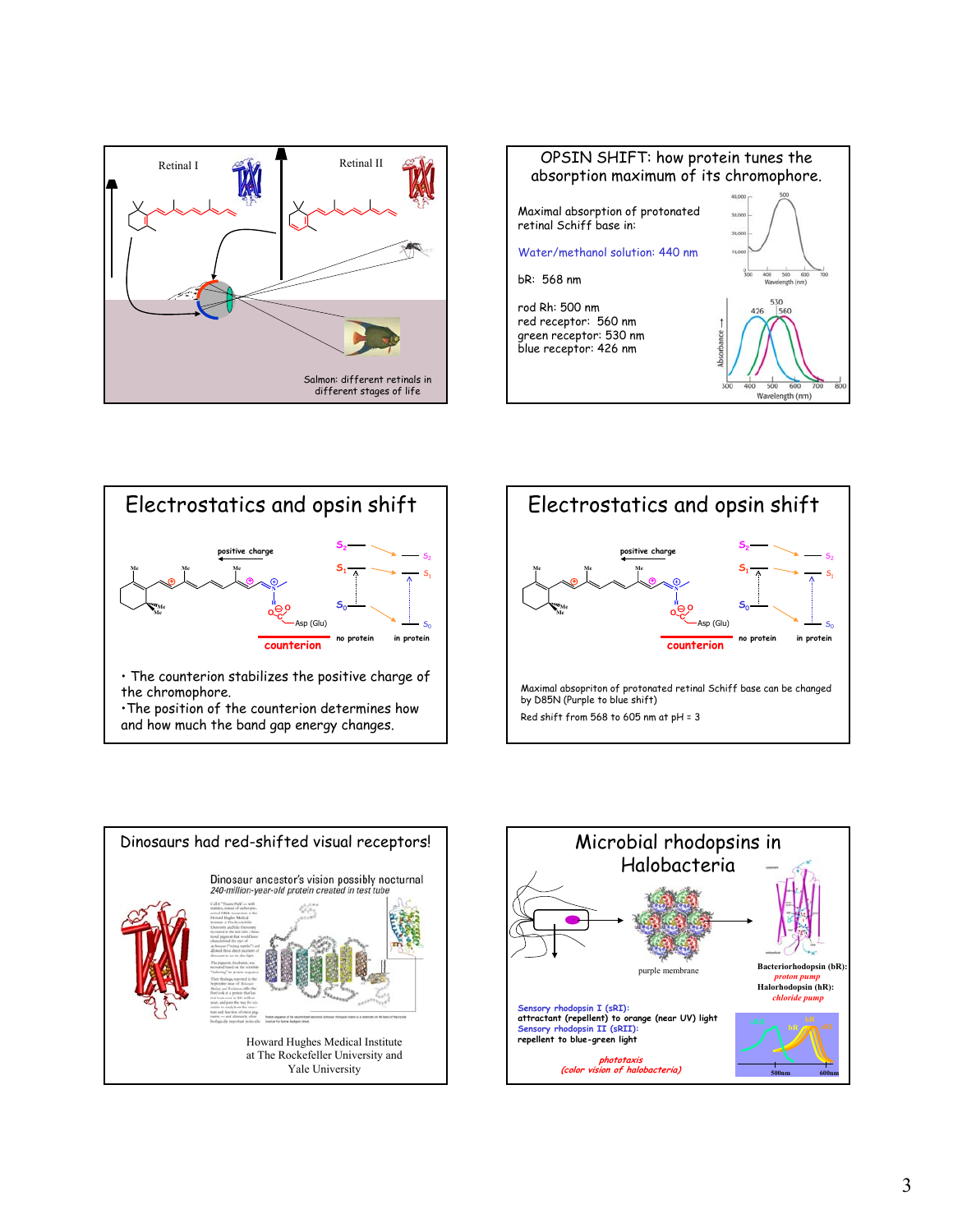Retinal I

Retinal II

Salmon: different retinals in different stages of life

## OPSIN SHIFT: how protein tunes the absorption maximum of its chromophore.

Maximal absorption of protonated retinal Schiff base in:

Water/methanol solution: 440 nm

bR: 568 nm

rod Rh: 500 nm
red receptor: 560 nm
green receptor: 530 nm
blue receptor: 426 nm

## Electrostatics and opsin shift

positive charge

Asp (Glu)

counterion

no protein — in protein

- The counterion stabilizes the positive charge of the chromophore.
- The position of the counterion determines how and how much the band gap energy changes.

## Electrostatics and opsin shift

positive charge

Asp (Glu)

counterion

no protein — in protein

Maximal absopriton of protonated retinal Schiff base can be changed by D85N (Purple to blue shift)

Red shift from 568 to 605 nm at pH = 3

## Dinosaurs had red-shifted visual receptors!

Dinosaur ancestor's vision possibly nocturnal
*240-million-year-old protein created in test tube*

Howard Hughes Medical Institute
at The Rockefeller University and
Yale University

## Microbial rhodopsins in Halobacteria

purple membrane

**Bacteriorhodopsin (bR):** *proton pump*
**Halorhodopsin (hR):** *chloride pump*

Sensory rhodopsin I (sRI):
attractant (repellent) to orange (near UV) light
Sensory rhodopsin II (sRII):
repellent to blue-green light

*phototaxis*
*(color vision of halobacteria)*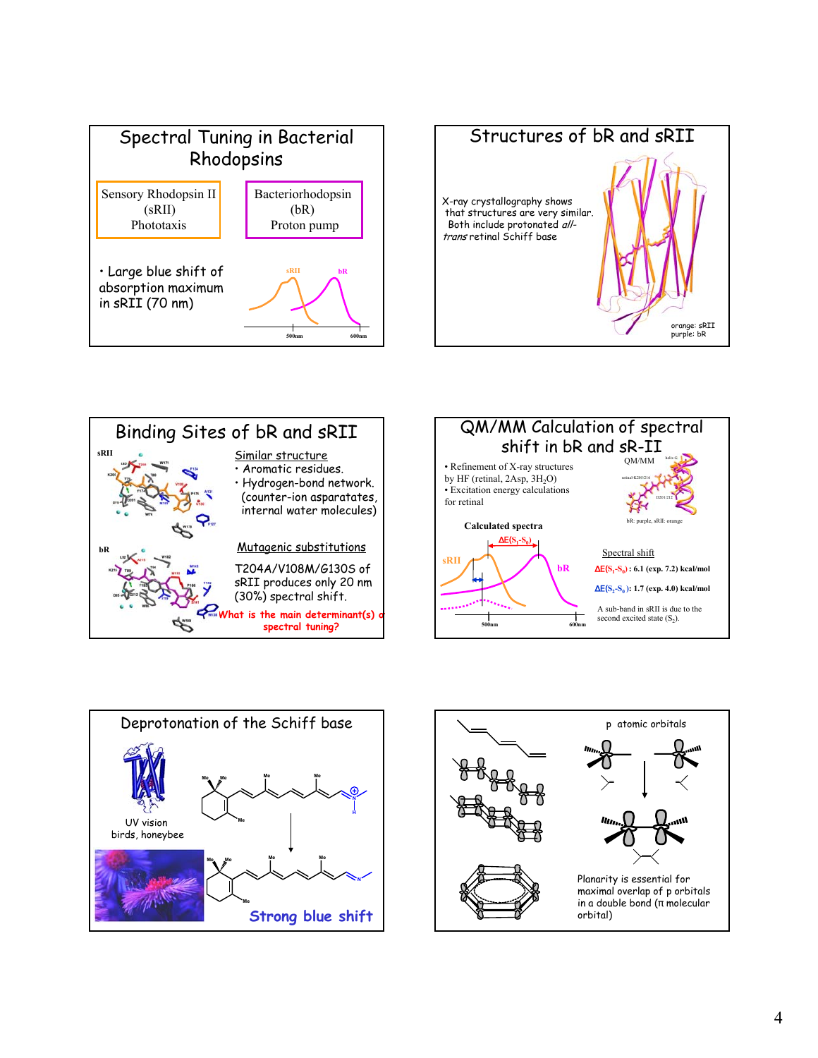## Spectral Tuning in Bacterial Rhodopsins

| Sensory Rhodopsin II (sRII) Phototaxis | Bacteriorhodopsin (bR) Proton pump |
|---|---|

- Large blue shift of absorption maximum in sRII (70 nm)

sRII bR

500nm 600nm

## Structures of bR and sRII

X-ray crystallography shows that structures are very similar. Both include protonated *all-trans* retinal Schiff base

orange: sRII
purple: bR

## Binding Sites of bR and sRII

sRII

bR

Similar structure

- Aromatic residues.
- Hydrogen-bond network. (counter-ion asparatates, internal water molecules)

Mutagenic substitutions

T204A/V108M/G130S of sRII produces only 20 nm (30%) spectral shift.

What is the main determinant(s) of spectral tuning?

## QM/MM Calculation of spectral shift in bR and sR-II

- Refinement of X-ray structures by HF (retinal, 2Asp, $3H_2O$)
- Excitation energy calculations for retinal

QM/MM

bR: purple, sRII: orange

Calculated spectra

$\Delta E(S_1\text{-}S_0)$

sRII bR

500nm 600nm

Spectral shift

$\Delta E(S_1\text{-}S_0)$: 6.1 (exp. 7.2) kcal/mol

$\Delta E(S_2\text{-}S_0)$: 1.7 (exp. 4.0) kcal/mol

A sub-band in sRII is due to the second excited state ($S_2$).

## Deprotonation of the Schiff base

UV vision
birds, honeybee

Strong blue shift

p atomic orbitals

Planarity is essential for maximal overlap of p orbitals in a double bond (π molecular orbital)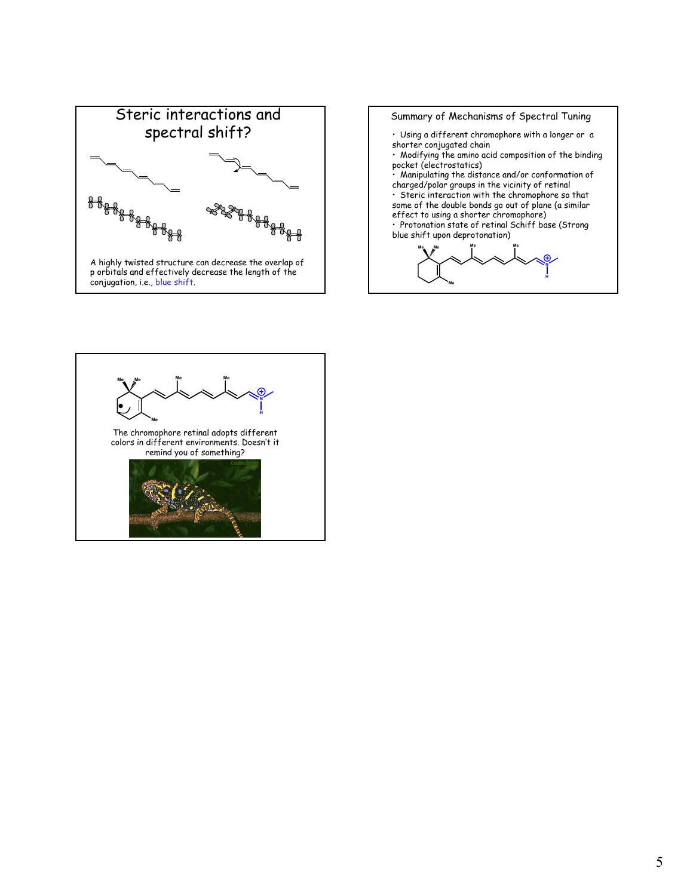## Steric interactions and spectral shift?

A highly twisted structure can decrease the overlap of p orbitals and effectively decrease the length of the conjugation, i.e., blue shift.

### Summary of Mechanisms of Spectral Tuning

- Using a different chromophore with a longer or a shorter conjugated chain
- Modifying the amino acid composition of the binding pocket (electrostatics)
- Manipulating the distance and/or conformation of charged/polar groups in the vicinity of retinal
- Steric interaction with the chromophore so that some of the double bonds go out of plane (a similar effect to using a shorter chromophore)
- Protonation state of retinal Schiff base (Strong blue shift upon deprotonation)

The chromophore retinal adopts different colors in different environments. Doesn't it remind you of something?